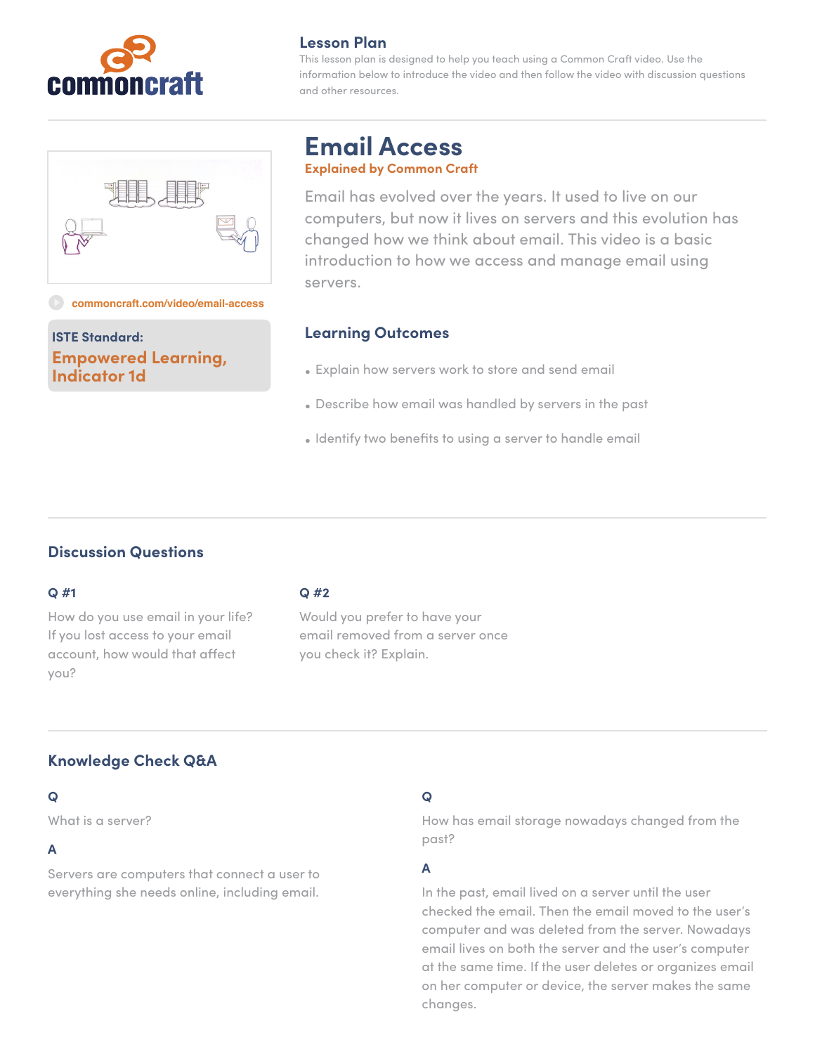commoncraft

## Lesson Plan

This lesson plan is designed to help you teach using a Common Craft video. Use the information below to introduce the video and then follow the video with discussion questions and other resources.

# Email Access

**Explained by Common Craft**

Email has evolved over the years. It used to live on our computers, but now it lives on servers and this evolution has changed how we think about email. This video is a basic introduction to how we access and manage email using servers.

commoncraft.com/video/email-access

**ISTE Standard:**
**Empowered Learning, Indicator 1d**

## Learning Outcomes

- Explain how servers work to store and send email
- Describe how email was handled by servers in the past
- Identify two benefits to using a server to handle email

## Discussion Questions

**Q #1**

How do you use email in your life? If you lost access to your email account, how would that affect you?

**Q #2**

Would you prefer to have your email removed from a server once you check it? Explain.

## Knowledge Check Q&A

**Q**

What is a server?

**A**

Servers are computers that connect a user to everything she needs online, including email.

**Q**

How has email storage nowadays changed from the past?

**A**

In the past, email lived on a server until the user checked the email. Then the email moved to the user's computer and was deleted from the server. Nowadays email lives on both the server and the user's computer at the same time. If the user deletes or organizes email on her computer or device, the server makes the same changes.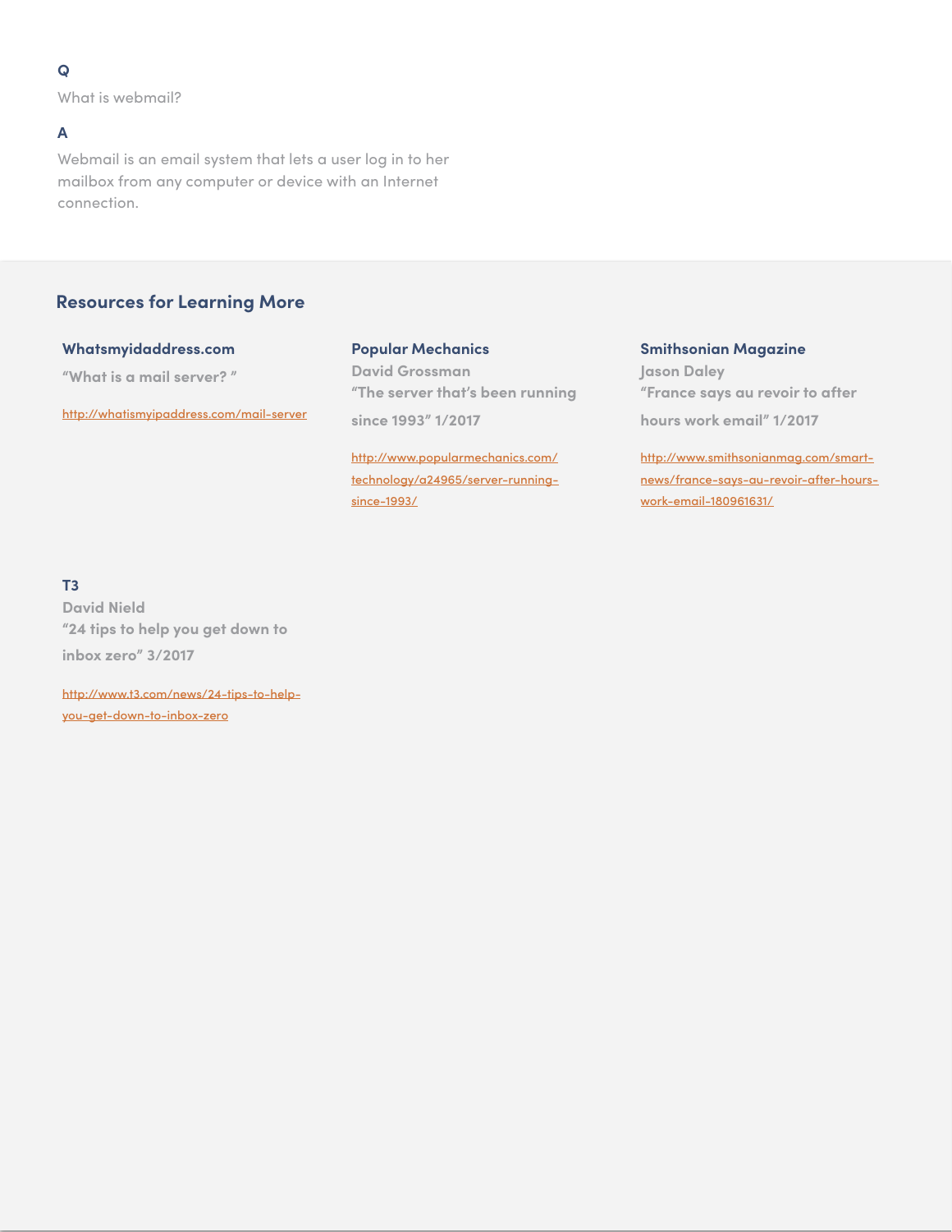**Q**

What is webmail?

**A**

Webmail is an email system that lets a user log in to her mailbox from any computer or device with an Internet connection.

## Resources for Learning More

**Whatsmyidaddress.com**

**"What is a mail server? "**

http://whatismyipaddress.com/mail-server

**Popular Mechanics**

**David Grossman**

**"The server that's been running since 1993" 1/2017**

http://www.popularmechanics.com/technology/a24965/server-running-since-1993/

**Smithsonian Magazine**

**Jason Daley**

**"France says au revoir to after hours work email" 1/2017**

http://www.smithsonianmag.com/smart-news/france-says-au-revoir-after-hours-work-email-180961631/

**T3**

**David Nield**

**"24 tips to help you get down to inbox zero" 3/2017**

http://www.t3.com/news/24-tips-to-help-you-get-down-to-inbox-zero